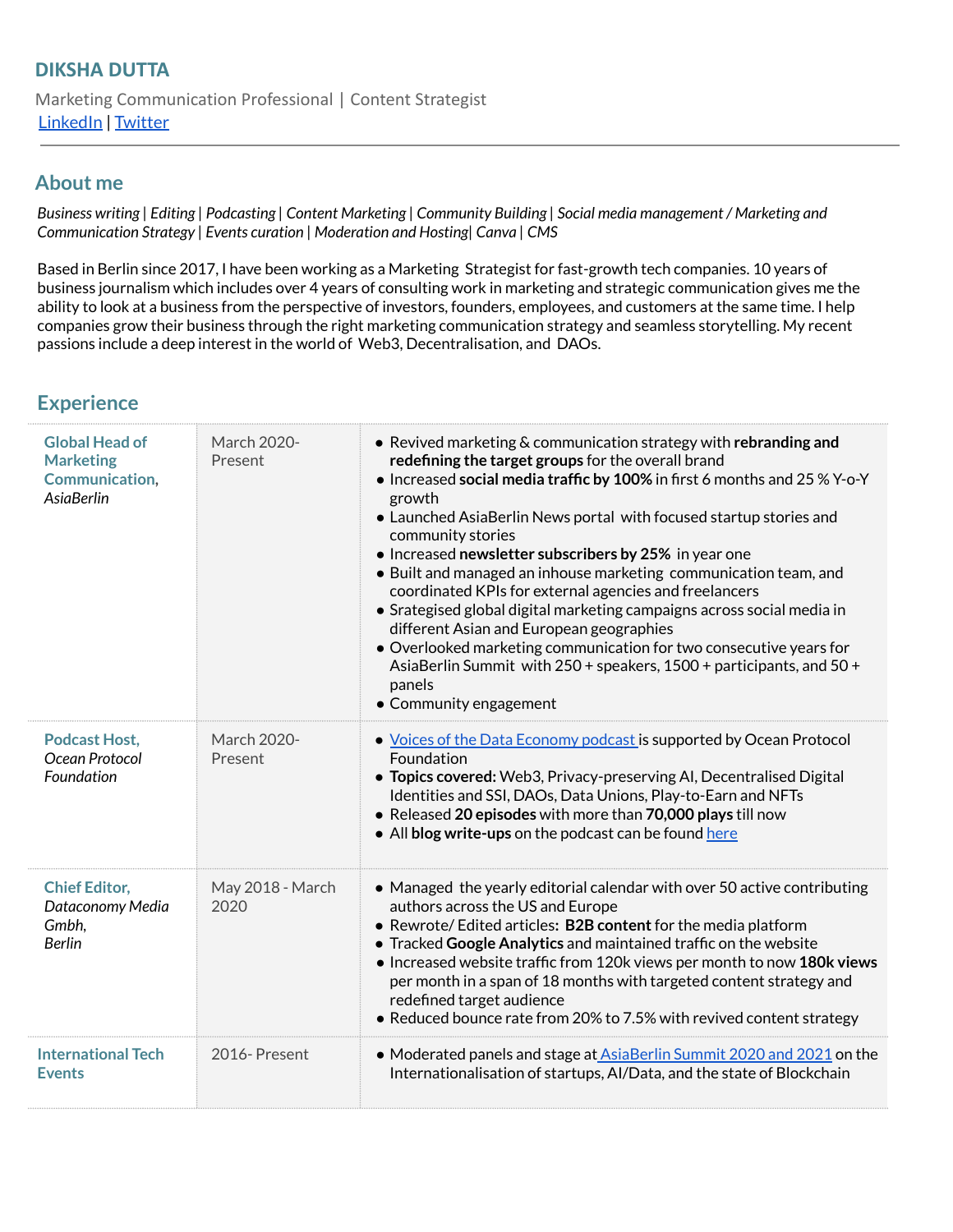# DIKSHA DUTTA

Marketing Communication Professional | Content Strategist
[LinkedIn](#) | [Twitter](#)

---

## About me

*Business writing | Editing | Podcasting | Content Marketing | Community Building | Social media management / Marketing and Communication Strategy | Events curation | Moderation and Hosting| Canva | CMS*

Based in Berlin since 2017, I have been working as a Marketing Strategist for fast-growth tech companies. 10 years of business journalism which includes over 4 years of consulting work in marketing and strategic communication gives me the ability to look at a business from the perspective of investors, founders, employees, and customers at the same time. I help companies grow their business through the right marketing communication strategy and seamless storytelling. My recent passions include a deep interest in the world of Web3, Decentralisation, and DAOs.

## Experience

| Role | Period | Details |
| --- | --- | --- |
| **Global Head of Marketing Communication,** *AsiaBerlin* | March 2020- Present | • Revived marketing & communication strategy with **rebranding and redefining the target groups** for the overall brand<br>• Increased **social media traffic by 100%** in first 6 months and 25 % Y-o-Y growth<br>• Launched AsiaBerlin News portal with focused startup stories and community stories<br>• Increased **newsletter subscribers by 25%** in year one<br>• Built and managed an inhouse marketing communication team, and coordinated KPIs for external agencies and freelancers<br>• Srategised global digital marketing campaigns across social media in different Asian and European geographies<br>• Overlooked marketing communication for two consecutive years for AsiaBerlin Summit with 250 + speakers, 1500 + participants, and 50 + panels<br>• Community engagement |
| **Podcast Host,** *Ocean Protocol Foundation* | March 2020- Present | • [Voices of the Data Economy podcast](#) is supported by Ocean Protocol Foundation<br>• **Topics covered:** Web3, Privacy-preserving AI, Decentralised Digital Identities and SSI, DAOs, Data Unions, Play-to-Earn and NFTs<br>• Released **20 episodes** with more than **70,000 plays** till now<br>• All **blog write-ups** on the podcast can be found [here](#) |
| **Chief Editor,** *Dataconomy Media Gmbh, Berlin* | May 2018 - March 2020 | • Managed the yearly editorial calendar with over 50 active contributing authors across the US and Europe<br>• Rewrote/ Edited articles: **B2B content** for the media platform<br>• Tracked **Google Analytics** and maintained traffic on the website<br>• Increased website traffic from 120k views per month to now **180k views** per month in a span of 18 months with targeted content strategy and redefined target audience<br>• Reduced bounce rate from 20% to 7.5% with revived content strategy |
| **International Tech Events** | 2016- Present | • Moderated panels and stage at [AsiaBerlin Summit 2020 and 2021](#) on the Internationalisation of startups, AI/Data, and the state of Blockchain |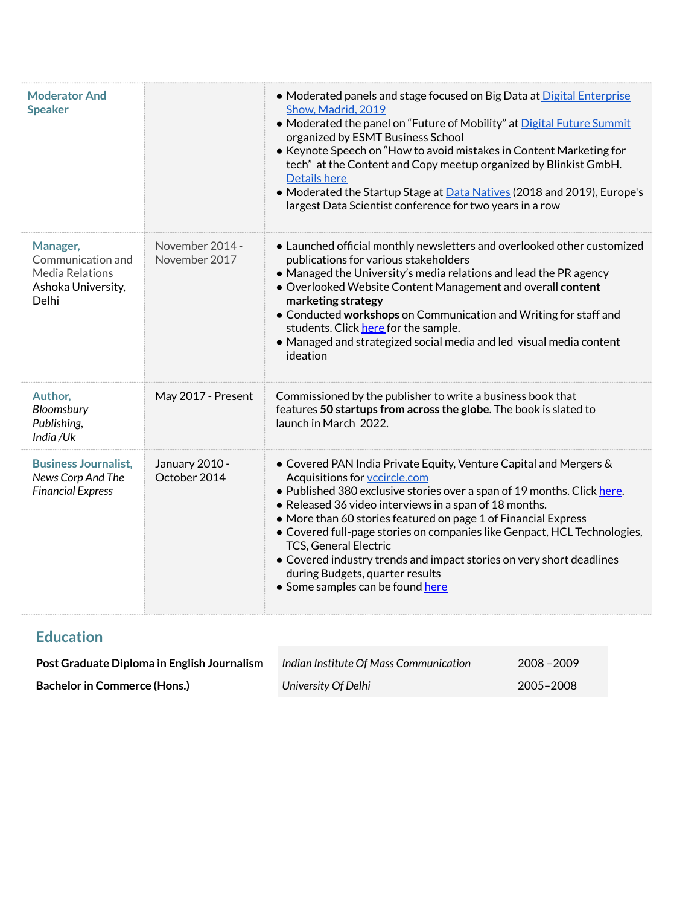| | | |
|---|---|---|
| **Moderator And Speaker** | | • Moderated panels and stage focused on Big Data at Digital Enterprise Show, Madrid, 2019<br>• Moderated the panel on "Future of Mobility" at Digital Future Summit organized by ESMT Business School<br>• Keynote Speech on "How to avoid mistakes in Content Marketing for tech" at the Content and Copy meetup organized by Blinkist GmbH. Details here<br>• Moderated the Startup Stage at Data Natives (2018 and 2019), Europe's largest Data Scientist conference for two years in a row |
| **Manager,** Communication and Media Relations Ashoka University, Delhi | November 2014 - November 2017 | • Launched official monthly newsletters and overlooked other customized publications for various stakeholders<br>• Managed the University's media relations and lead the PR agency<br>• Overlooked Website Content Management and overall **content marketing strategy**<br>• Conducted **workshops** on Communication and Writing for staff and students. Click here for the sample.<br>• Managed and strategized social media and led visual media content ideation |
| **Author,** *Bloomsbury Publishing, India /Uk* | May 2017 - Present | Commissioned by the publisher to write a business book that features **50 startups from across the globe**. The book is slated to launch in March 2022. |
| **Business Journalist,** *News Corp And The Financial Express* | January 2010 - October 2014 | • Covered PAN India Private Equity, Venture Capital and Mergers & Acquisitions for vccircle.com<br>• Published 380 exclusive stories over a span of 19 months. Click here.<br>• Released 36 video interviews in a span of 18 months.<br>• More than 60 stories featured on page 1 of Financial Express<br>• Covered full-page stories on companies like Genpact, HCL Technologies, TCS, General Electric<br>• Covered industry trends and impact stories on very short deadlines during Budgets, quarter results<br>• Some samples can be found here |

## Education

| | | |
|---|---|---|
| **Post Graduate Diploma in English Journalism** | *Indian Institute Of Mass Communication* | 2008 –2009 |
| **Bachelor in Commerce (Hons.)** | *University Of Delhi* | 2005–2008 |